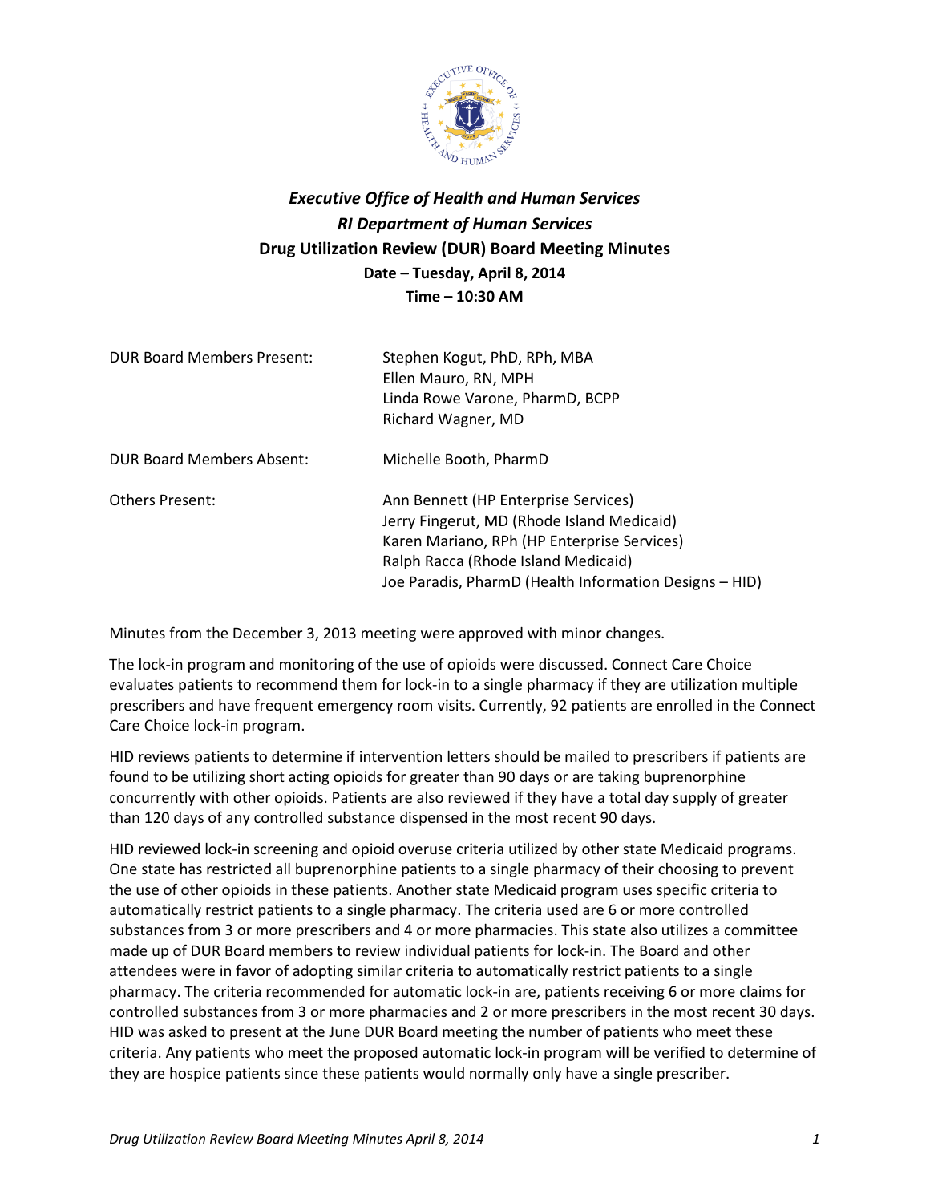***Executive Office of Health and Human Services***

***RI Department of Human Services***

**Drug Utilization Review (DUR) Board Meeting Minutes**

**Date – Tuesday, April 8, 2014**

**Time – 10:30 AM**

| | |
|---|---|
| DUR Board Members Present: | Stephen Kogut, PhD, RPh, MBA<br>Ellen Mauro, RN, MPH<br>Linda Rowe Varone, PharmD, BCPP<br>Richard Wagner, MD |
| DUR Board Members Absent: | Michelle Booth, PharmD |
| Others Present: | Ann Bennett (HP Enterprise Services)<br>Jerry Fingerut, MD (Rhode Island Medicaid)<br>Karen Mariano, RPh (HP Enterprise Services)<br>Ralph Racca (Rhode Island Medicaid)<br>Joe Paradis, PharmD (Health Information Designs – HID) |

Minutes from the December 3, 2013 meeting were approved with minor changes.

The lock-in program and monitoring of the use of opioids were discussed. Connect Care Choice evaluates patients to recommend them for lock-in to a single pharmacy if they are utilization multiple prescribers and have frequent emergency room visits. Currently, 92 patients are enrolled in the Connect Care Choice lock-in program.

HID reviews patients to determine if intervention letters should be mailed to prescribers if patients are found to be utilizing short acting opioids for greater than 90 days or are taking buprenorphine concurrently with other opioids. Patients are also reviewed if they have a total day supply of greater than 120 days of any controlled substance dispensed in the most recent 90 days.

HID reviewed lock-in screening and opioid overuse criteria utilized by other state Medicaid programs. One state has restricted all buprenorphine patients to a single pharmacy of their choosing to prevent the use of other opioids in these patients. Another state Medicaid program uses specific criteria to automatically restrict patients to a single pharmacy. The criteria used are 6 or more controlled substances from 3 or more prescribers and 4 or more pharmacies. This state also utilizes a committee made up of DUR Board members to review individual patients for lock-in. The Board and other attendees were in favor of adopting similar criteria to automatically restrict patients to a single pharmacy. The criteria recommended for automatic lock-in are, patients receiving 6 or more claims for controlled substances from 3 or more pharmacies and 2 or more prescribers in the most recent 30 days. HID was asked to present at the June DUR Board meeting the number of patients who meet these criteria. Any patients who meet the proposed automatic lock-in program will be verified to determine of they are hospice patients since these patients would normally only have a single prescriber.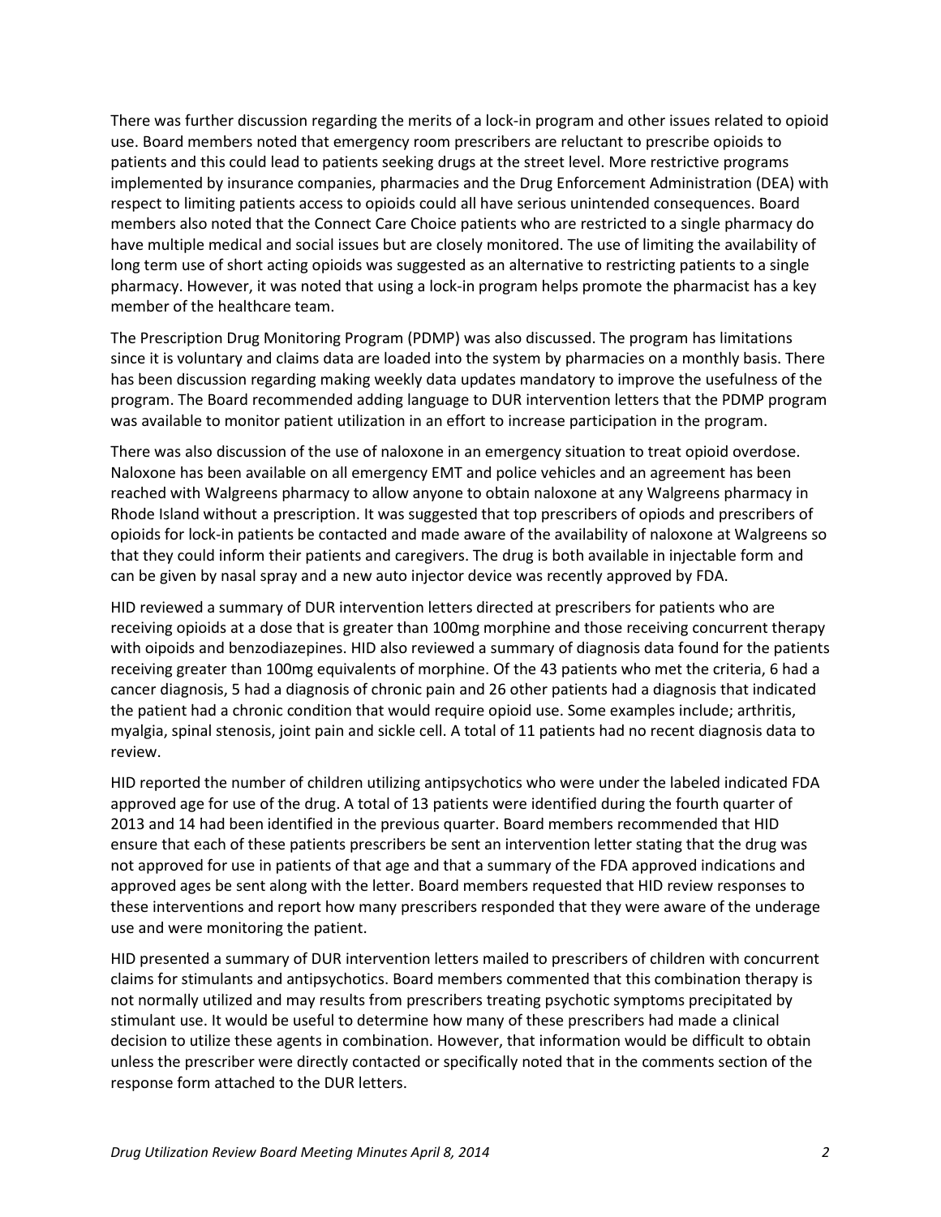There was further discussion regarding the merits of a lock-in program and other issues related to opioid use. Board members noted that emergency room prescribers are reluctant to prescribe opioids to patients and this could lead to patients seeking drugs at the street level. More restrictive programs implemented by insurance companies, pharmacies and the Drug Enforcement Administration (DEA) with respect to limiting patients access to opioids could all have serious unintended consequences. Board members also noted that the Connect Care Choice patients who are restricted to a single pharmacy do have multiple medical and social issues but are closely monitored. The use of limiting the availability of long term use of short acting opioids was suggested as an alternative to restricting patients to a single pharmacy. However, it was noted that using a lock-in program helps promote the pharmacist has a key member of the healthcare team.

The Prescription Drug Monitoring Program (PDMP) was also discussed. The program has limitations since it is voluntary and claims data are loaded into the system by pharmacies on a monthly basis. There has been discussion regarding making weekly data updates mandatory to improve the usefulness of the program. The Board recommended adding language to DUR intervention letters that the PDMP program was available to monitor patient utilization in an effort to increase participation in the program.

There was also discussion of the use of naloxone in an emergency situation to treat opioid overdose. Naloxone has been available on all emergency EMT and police vehicles and an agreement has been reached with Walgreens pharmacy to allow anyone to obtain naloxone at any Walgreens pharmacy in Rhode Island without a prescription. It was suggested that top prescribers of opiods and prescribers of opioids for lock-in patients be contacted and made aware of the availability of naloxone at Walgreens so that they could inform their patients and caregivers. The drug is both available in injectable form and can be given by nasal spray and a new auto injector device was recently approved by FDA.

HID reviewed a summary of DUR intervention letters directed at prescribers for patients who are receiving opioids at a dose that is greater than 100mg morphine and those receiving concurrent therapy with oipoids and benzodiazepines. HID also reviewed a summary of diagnosis data found for the patients receiving greater than 100mg equivalents of morphine. Of the 43 patients who met the criteria, 6 had a cancer diagnosis, 5 had a diagnosis of chronic pain and 26 other patients had a diagnosis that indicated the patient had a chronic condition that would require opioid use. Some examples include; arthritis, myalgia, spinal stenosis, joint pain and sickle cell. A total of 11 patients had no recent diagnosis data to review.

HID reported the number of children utilizing antipsychotics who were under the labeled indicated FDA approved age for use of the drug. A total of 13 patients were identified during the fourth quarter of 2013 and 14 had been identified in the previous quarter. Board members recommended that HID ensure that each of these patients prescribers be sent an intervention letter stating that the drug was not approved for use in patients of that age and that a summary of the FDA approved indications and approved ages be sent along with the letter. Board members requested that HID review responses to these interventions and report how many prescribers responded that they were aware of the underage use and were monitoring the patient.

HID presented a summary of DUR intervention letters mailed to prescribers of children with concurrent claims for stimulants and antipsychotics. Board members commented that this combination therapy is not normally utilized and may results from prescribers treating psychotic symptoms precipitated by stimulant use. It would be useful to determine how many of these prescribers had made a clinical decision to utilize these agents in combination. However, that information would be difficult to obtain unless the prescriber were directly contacted or specifically noted that in the comments section of the response form attached to the DUR letters.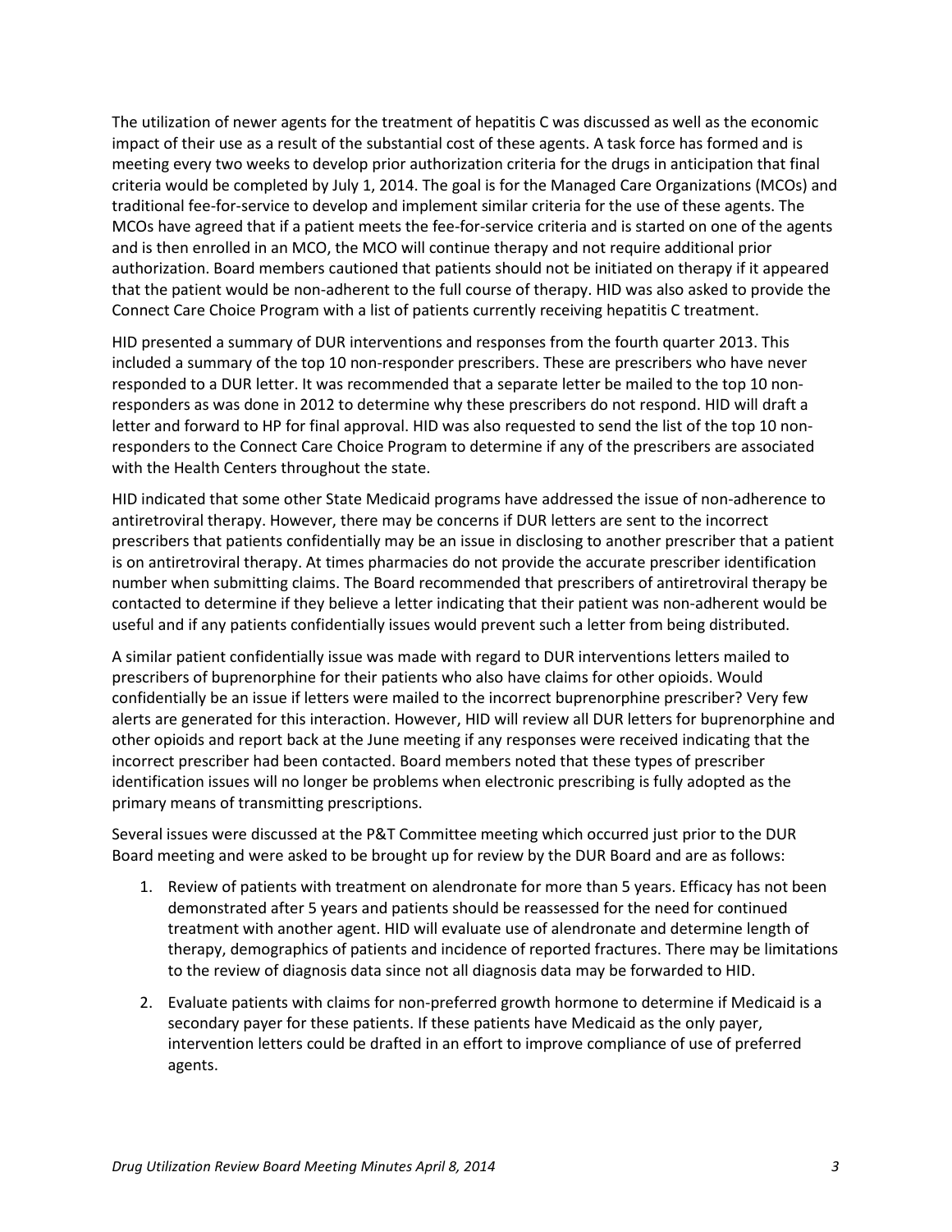The utilization of newer agents for the treatment of hepatitis C was discussed as well as the economic impact of their use as a result of the substantial cost of these agents. A task force has formed and is meeting every two weeks to develop prior authorization criteria for the drugs in anticipation that final criteria would be completed by July 1, 2014. The goal is for the Managed Care Organizations (MCOs) and traditional fee-for-service to develop and implement similar criteria for the use of these agents. The MCOs have agreed that if a patient meets the fee-for-service criteria and is started on one of the agents and is then enrolled in an MCO, the MCO will continue therapy and not require additional prior authorization. Board members cautioned that patients should not be initiated on therapy if it appeared that the patient would be non-adherent to the full course of therapy. HID was also asked to provide the Connect Care Choice Program with a list of patients currently receiving hepatitis C treatment.

HID presented a summary of DUR interventions and responses from the fourth quarter 2013. This included a summary of the top 10 non-responder prescribers. These are prescribers who have never responded to a DUR letter. It was recommended that a separate letter be mailed to the top 10 non-responders as was done in 2012 to determine why these prescribers do not respond. HID will draft a letter and forward to HP for final approval. HID was also requested to send the list of the top 10 non-responders to the Connect Care Choice Program to determine if any of the prescribers are associated with the Health Centers throughout the state.

HID indicated that some other State Medicaid programs have addressed the issue of non-adherence to antiretroviral therapy. However, there may be concerns if DUR letters are sent to the incorrect prescribers that patients confidentially may be an issue in disclosing to another prescriber that a patient is on antiretroviral therapy. At times pharmacies do not provide the accurate prescriber identification number when submitting claims. The Board recommended that prescribers of antiretroviral therapy be contacted to determine if they believe a letter indicating that their patient was non-adherent would be useful and if any patients confidentially issues would prevent such a letter from being distributed.

A similar patient confidentially issue was made with regard to DUR interventions letters mailed to prescribers of buprenorphine for their patients who also have claims for other opioids. Would confidentially be an issue if letters were mailed to the incorrect buprenorphine prescriber? Very few alerts are generated for this interaction. However, HID will review all DUR letters for buprenorphine and other opioids and report back at the June meeting if any responses were received indicating that the incorrect prescriber had been contacted. Board members noted that these types of prescriber identification issues will no longer be problems when electronic prescribing is fully adopted as the primary means of transmitting prescriptions.

Several issues were discussed at the P&T Committee meeting which occurred just prior to the DUR Board meeting and were asked to be brought up for review by the DUR Board and are as follows:

1. Review of patients with treatment on alendronate for more than 5 years. Efficacy has not been demonstrated after 5 years and patients should be reassessed for the need for continued treatment with another agent. HID will evaluate use of alendronate and determine length of therapy, demographics of patients and incidence of reported fractures. There may be limitations to the review of diagnosis data since not all diagnosis data may be forwarded to HID.
2. Evaluate patients with claims for non-preferred growth hormone to determine if Medicaid is a secondary payer for these patients. If these patients have Medicaid as the only payer, intervention letters could be drafted in an effort to improve compliance of use of preferred agents.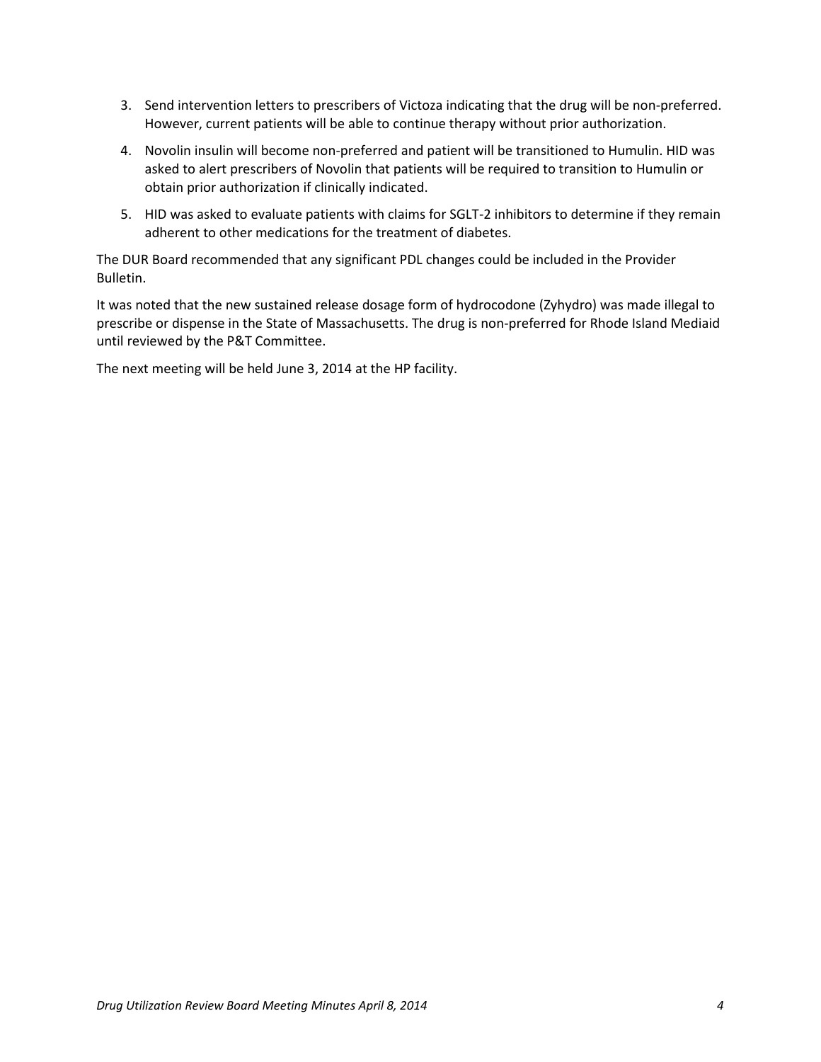3. Send intervention letters to prescribers of Victoza indicating that the drug will be non-preferred. However, current patients will be able to continue therapy without prior authorization.
4. Novolin insulin will become non-preferred and patient will be transitioned to Humulin. HID was asked to alert prescribers of Novolin that patients will be required to transition to Humulin or obtain prior authorization if clinically indicated.
5. HID was asked to evaluate patients with claims for SGLT-2 inhibitors to determine if they remain adherent to other medications for the treatment of diabetes.

The DUR Board recommended that any significant PDL changes could be included in the Provider Bulletin.

It was noted that the new sustained release dosage form of hydrocodone (Zyhydro) was made illegal to prescribe or dispense in the State of Massachusetts. The drug is non-preferred for Rhode Island Mediaid until reviewed by the P&T Committee.

The next meeting will be held June 3, 2014 at the HP facility.